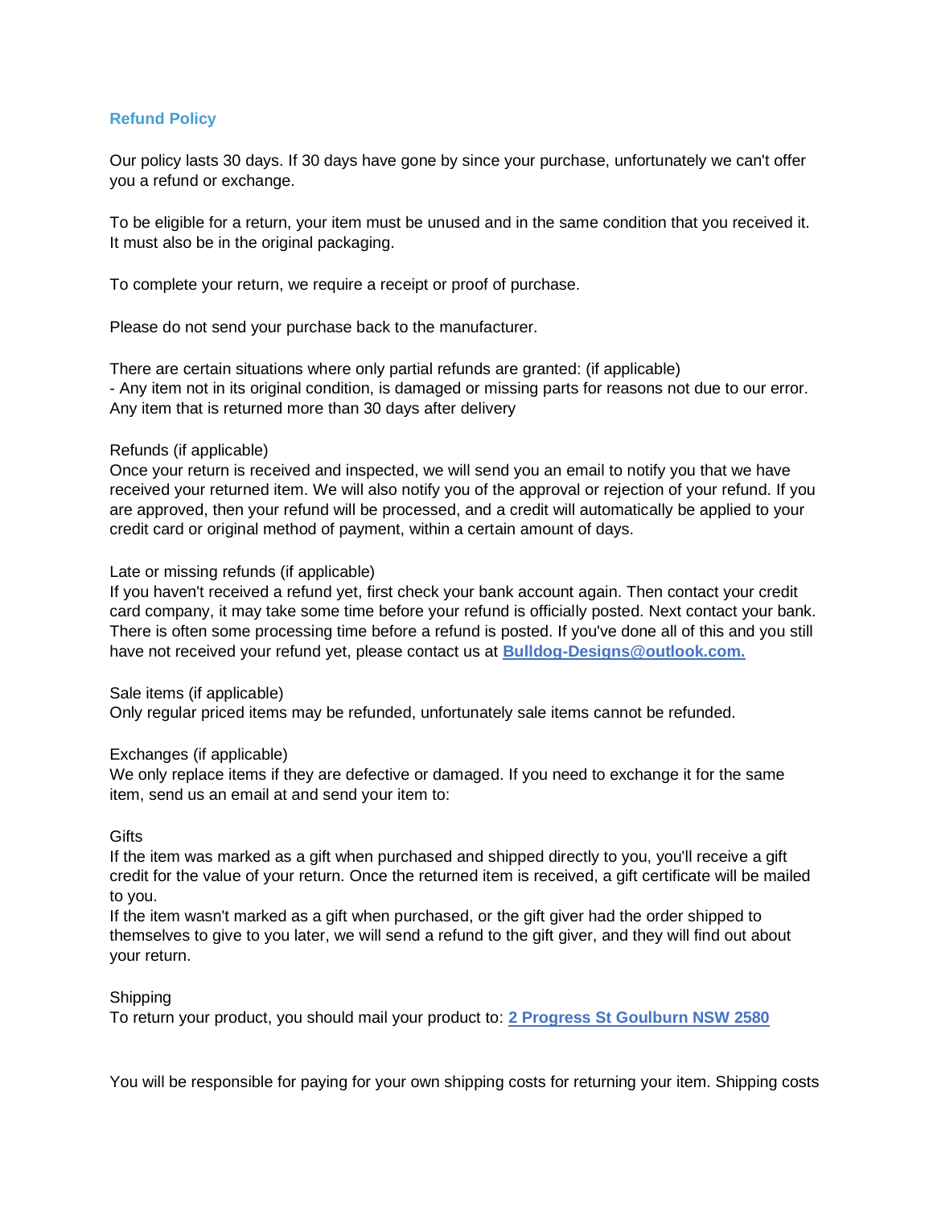## Refund Policy

Our policy lasts 30 days. If 30 days have gone by since your purchase, unfortunately we can't offer you a refund or exchange.

To be eligible for a return, your item must be unused and in the same condition that you received it. It must also be in the original packaging.

To complete your return, we require a receipt or proof of purchase.

Please do not send your purchase back to the manufacturer.

There are certain situations where only partial refunds are granted: (if applicable)
- Any item not in its original condition, is damaged or missing parts for reasons not due to our error. Any item that is returned more than 30 days after delivery

Refunds (if applicable)
Once your return is received and inspected, we will send you an email to notify you that we have received your returned item. We will also notify you of the approval or rejection of your refund. If you are approved, then your refund will be processed, and a credit will automatically be applied to your credit card or original method of payment, within a certain amount of days.

Late or missing refunds (if applicable)
If you haven't received a refund yet, first check your bank account again. Then contact your credit card company, it may take some time before your refund is officially posted. Next contact your bank. There is often some processing time before a refund is posted. If you've done all of this and you still have not received your refund yet, please contact us at **Bulldog-Designs@outlook.com.**

Sale items (if applicable)
Only regular priced items may be refunded, unfortunately sale items cannot be refunded.

Exchanges (if applicable)
We only replace items if they are defective or damaged. If you need to exchange it for the same item, send us an email at and send your item to:

Gifts
If the item was marked as a gift when purchased and shipped directly to you, you'll receive a gift credit for the value of your return. Once the returned item is received, a gift certificate will be mailed to you.
If the item wasn't marked as a gift when purchased, or the gift giver had the order shipped to themselves to give to you later, we will send a refund to the gift giver, and they will find out about your return.

Shipping
To return your product, you should mail your product to: **2 Progress St Goulburn NSW 2580**

You will be responsible for paying for your own shipping costs for returning your item. Shipping costs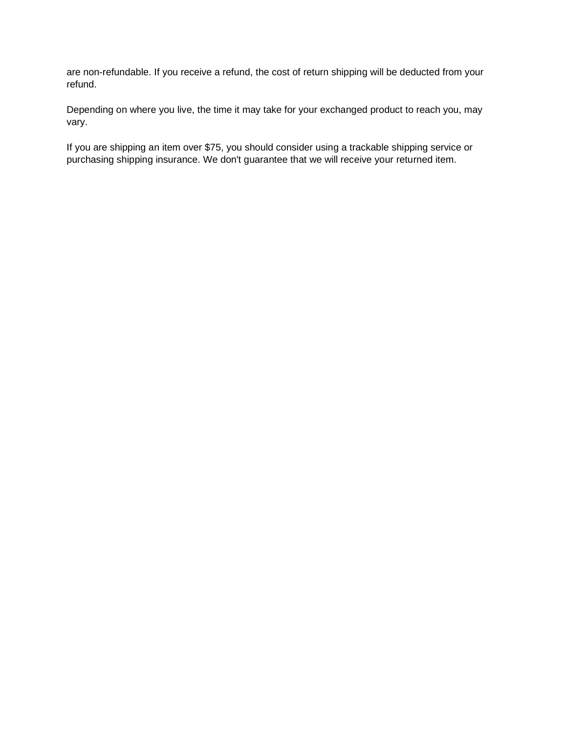are non-refundable. If you receive a refund, the cost of return shipping will be deducted from your refund.

Depending on where you live, the time it may take for your exchanged product to reach you, may vary.

If you are shipping an item over $75, you should consider using a trackable shipping service or purchasing shipping insurance. We don't guarantee that we will receive your returned item.